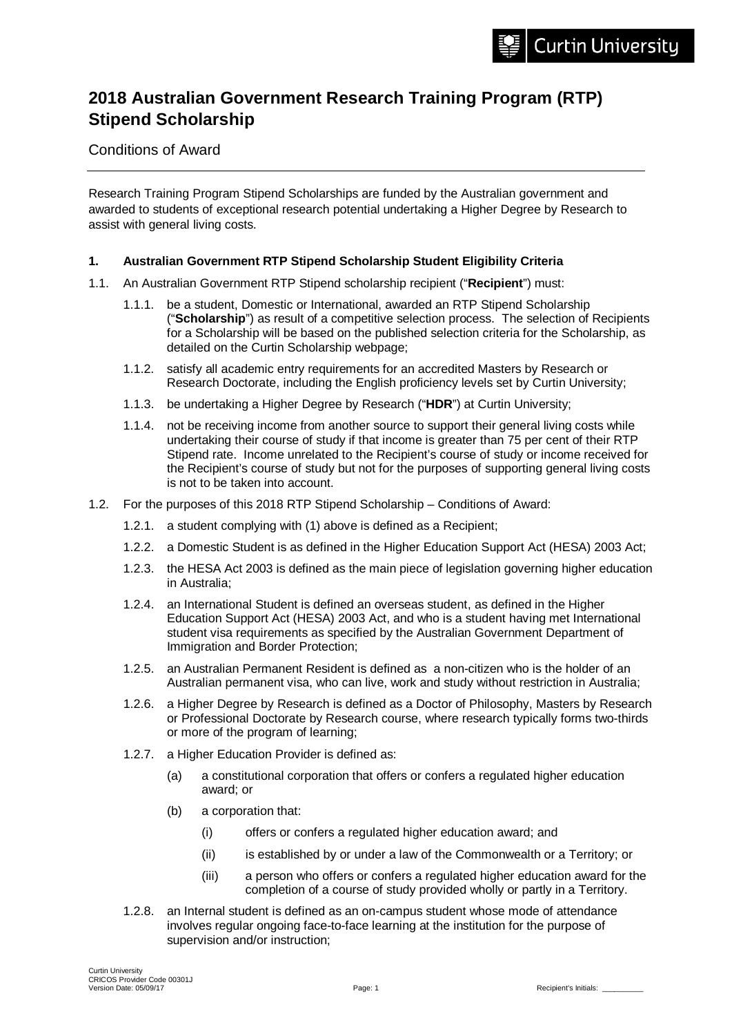# 2018 Australian Government Research Training Program (RTP) Stipend Scholarship

Conditions of Award

Research Training Program Stipend Scholarships are funded by the Australian government and awarded to students of exceptional research potential undertaking a Higher Degree by Research to assist with general living costs.

## 1. Australian Government RTP Stipend Scholarship Student Eligibility Criteria

1.1. An Australian Government RTP Stipend scholarship recipient ("**Recipient**") must:

1.1.1. be a student, Domestic or International, awarded an RTP Stipend Scholarship ("**Scholarship**") as result of a competitive selection process. The selection of Recipients for a Scholarship will be based on the published selection criteria for the Scholarship, as detailed on the Curtin Scholarship webpage;

1.1.2. satisfy all academic entry requirements for an accredited Masters by Research or Research Doctorate, including the English proficiency levels set by Curtin University;

1.1.3. be undertaking a Higher Degree by Research ("**HDR**") at Curtin University;

1.1.4. not be receiving income from another source to support their general living costs while undertaking their course of study if that income is greater than 75 per cent of their RTP Stipend rate. Income unrelated to the Recipient's course of study or income received for the Recipient's course of study but not for the purposes of supporting general living costs is not to be taken into account.

1.2. For the purposes of this 2018 RTP Stipend Scholarship – Conditions of Award:

1.2.1. a student complying with (1) above is defined as a Recipient;

1.2.2. a Domestic Student is as defined in the Higher Education Support Act (HESA) 2003 Act;

1.2.3. the HESA Act 2003 is defined as the main piece of legislation governing higher education in Australia;

1.2.4. an International Student is defined an overseas student, as defined in the Higher Education Support Act (HESA) 2003 Act, and who is a student having met International student visa requirements as specified by the Australian Government Department of Immigration and Border Protection;

1.2.5. an Australian Permanent Resident is defined as a non-citizen who is the holder of an Australian permanent visa, who can live, work and study without restriction in Australia;

1.2.6. a Higher Degree by Research is defined as a Doctor of Philosophy, Masters by Research or Professional Doctorate by Research course, where research typically forms two-thirds or more of the program of learning;

1.2.7. a Higher Education Provider is defined as:

(a) a constitutional corporation that offers or confers a regulated higher education award; or

(b) a corporation that:

(i) offers or confers a regulated higher education award; and

(ii) is established by or under a law of the Commonwealth or a Territory; or

(iii) a person who offers or confers a regulated higher education award for the completion of a course of study provided wholly or partly in a Territory.

1.2.8. an Internal student is defined as an on-campus student whose mode of attendance involves regular ongoing face-to-face learning at the institution for the purpose of supervision and/or instruction;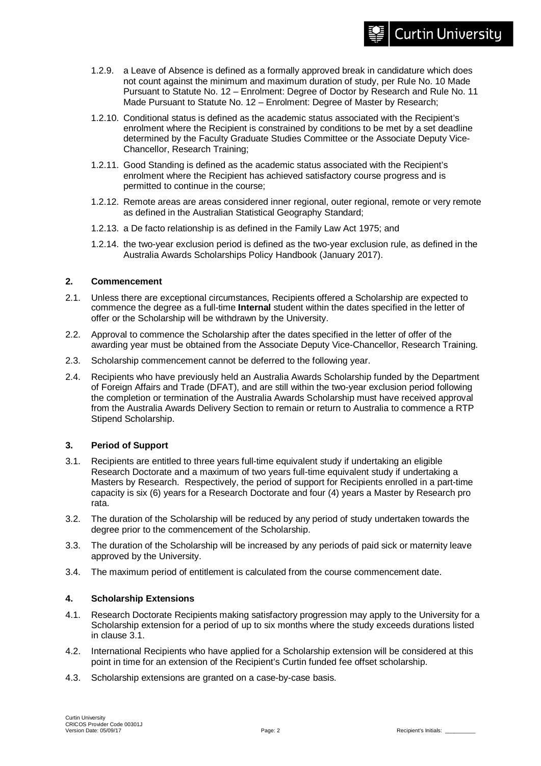1.2.9. a Leave of Absence is defined as a formally approved break in candidature which does not count against the minimum and maximum duration of study, per Rule No. 10 Made Pursuant to Statute No. 12 – Enrolment: Degree of Doctor by Research and Rule No. 11 Made Pursuant to Statute No. 12 – Enrolment: Degree of Master by Research;

1.2.10. Conditional status is defined as the academic status associated with the Recipient's enrolment where the Recipient is constrained by conditions to be met by a set deadline determined by the Faculty Graduate Studies Committee or the Associate Deputy Vice-Chancellor, Research Training;

1.2.11. Good Standing is defined as the academic status associated with the Recipient's enrolment where the Recipient has achieved satisfactory course progress and is permitted to continue in the course;

1.2.12. Remote areas are areas considered inner regional, outer regional, remote or very remote as defined in the Australian Statistical Geography Standard;

1.2.13. a De facto relationship is as defined in the Family Law Act 1975; and

1.2.14. the two-year exclusion period is defined as the two-year exclusion rule, as defined in the Australia Awards Scholarships Policy Handbook (January 2017).

## 2. Commencement

2.1. Unless there are exceptional circumstances, Recipients offered a Scholarship are expected to commence the degree as a full-time **Internal** student within the dates specified in the letter of offer or the Scholarship will be withdrawn by the University.

2.2. Approval to commence the Scholarship after the dates specified in the letter of offer of the awarding year must be obtained from the Associate Deputy Vice-Chancellor, Research Training.

2.3. Scholarship commencement cannot be deferred to the following year.

2.4. Recipients who have previously held an Australia Awards Scholarship funded by the Department of Foreign Affairs and Trade (DFAT), and are still within the two-year exclusion period following the completion or termination of the Australia Awards Scholarship must have received approval from the Australia Awards Delivery Section to remain or return to Australia to commence a RTP Stipend Scholarship.

## 3. Period of Support

3.1. Recipients are entitled to three years full-time equivalent study if undertaking an eligible Research Doctorate and a maximum of two years full-time equivalent study if undertaking a Masters by Research. Respectively, the period of support for Recipients enrolled in a part-time capacity is six (6) years for a Research Doctorate and four (4) years a Master by Research pro rata.

3.2. The duration of the Scholarship will be reduced by any period of study undertaken towards the degree prior to the commencement of the Scholarship.

3.3. The duration of the Scholarship will be increased by any periods of paid sick or maternity leave approved by the University.

3.4. The maximum period of entitlement is calculated from the course commencement date.

## 4. Scholarship Extensions

4.1. Research Doctorate Recipients making satisfactory progression may apply to the University for a Scholarship extension for a period of up to six months where the study exceeds durations listed in clause 3.1.

4.2. International Recipients who have applied for a Scholarship extension will be considered at this point in time for an extension of the Recipient's Curtin funded fee offset scholarship.

4.3. Scholarship extensions are granted on a case-by-case basis.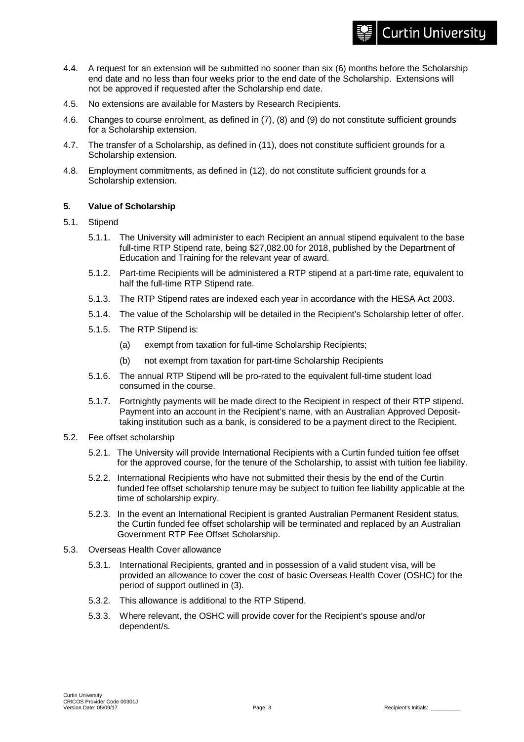4.4. A request for an extension will be submitted no sooner than six (6) months before the Scholarship end date and no less than four weeks prior to the end date of the Scholarship. Extensions will not be approved if requested after the Scholarship end date.

4.5. No extensions are available for Masters by Research Recipients.

4.6. Changes to course enrolment, as defined in (7), (8) and (9) do not constitute sufficient grounds for a Scholarship extension.

4.7. The transfer of a Scholarship, as defined in (11), does not constitute sufficient grounds for a Scholarship extension.

4.8. Employment commitments, as defined in (12), do not constitute sufficient grounds for a Scholarship extension.

**5. Value of Scholarship**

5.1. Stipend

5.1.1. The University will administer to each Recipient an annual stipend equivalent to the base full-time RTP Stipend rate, being $27,082.00 for 2018, published by the Department of Education and Training for the relevant year of award.

5.1.2. Part-time Recipients will be administered a RTP stipend at a part-time rate, equivalent to half the full-time RTP Stipend rate.

5.1.3. The RTP Stipend rates are indexed each year in accordance with the HESA Act 2003.

5.1.4. The value of the Scholarship will be detailed in the Recipient's Scholarship letter of offer.

5.1.5. The RTP Stipend is:

(a) exempt from taxation for full-time Scholarship Recipients;

(b) not exempt from taxation for part-time Scholarship Recipients

5.1.6. The annual RTP Stipend will be pro-rated to the equivalent full-time student load consumed in the course.

5.1.7. Fortnightly payments will be made direct to the Recipient in respect of their RTP stipend. Payment into an account in the Recipient's name, with an Australian Approved Deposit-taking institution such as a bank, is considered to be a payment direct to the Recipient.

5.2. Fee offset scholarship

5.2.1. The University will provide International Recipients with a Curtin funded tuition fee offset for the approved course, for the tenure of the Scholarship, to assist with tuition fee liability.

5.2.2. International Recipients who have not submitted their thesis by the end of the Curtin funded fee offset scholarship tenure may be subject to tuition fee liability applicable at the time of scholarship expiry.

5.2.3. In the event an International Recipient is granted Australian Permanent Resident status, the Curtin funded fee offset scholarship will be terminated and replaced by an Australian Government RTP Fee Offset Scholarship.

5.3. Overseas Health Cover allowance

5.3.1. International Recipients, granted and in possession of a valid student visa, will be provided an allowance to cover the cost of basic Overseas Health Cover (OSHC) for the period of support outlined in (3).

5.3.2. This allowance is additional to the RTP Stipend.

5.3.3. Where relevant, the OSHC will provide cover for the Recipient's spouse and/or dependent/s.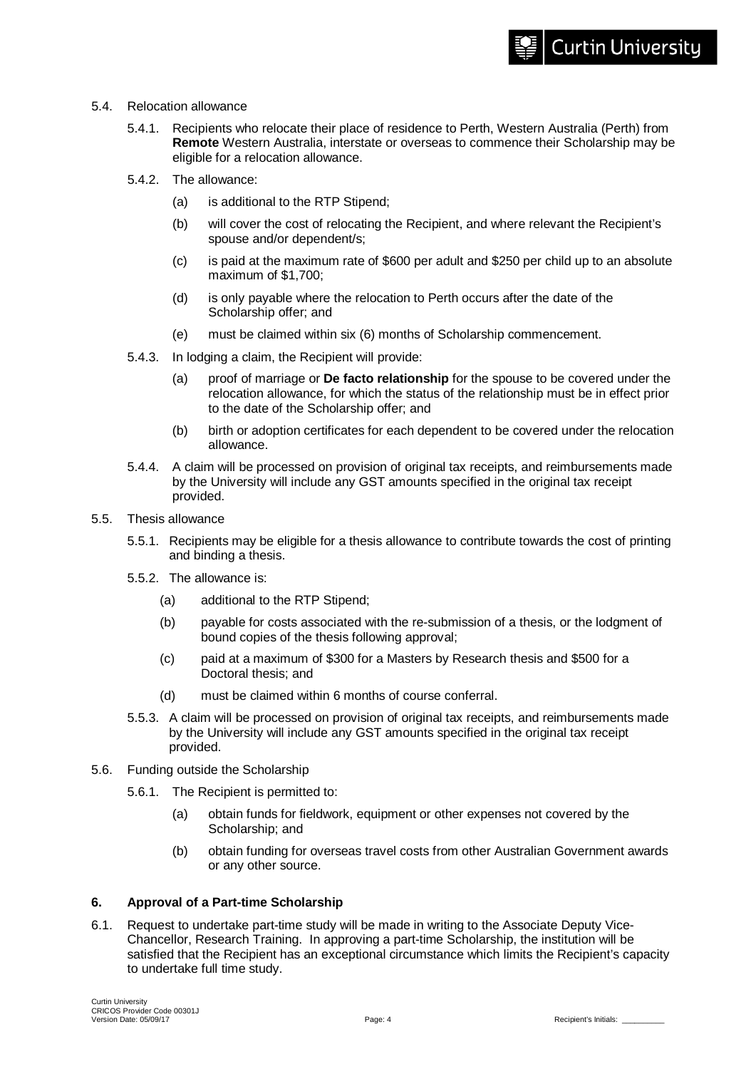5.4. Relocation allowance

5.4.1. Recipients who relocate their place of residence to Perth, Western Australia (Perth) from **Remote** Western Australia, interstate or overseas to commence their Scholarship may be eligible for a relocation allowance.

5.4.2. The allowance:

(a) is additional to the RTP Stipend;

(b) will cover the cost of relocating the Recipient, and where relevant the Recipient's spouse and/or dependent/s;

(c) is paid at the maximum rate of $600 per adult and $250 per child up to an absolute maximum of $1,700;

(d) is only payable where the relocation to Perth occurs after the date of the Scholarship offer; and

(e) must be claimed within six (6) months of Scholarship commencement.

5.4.3. In lodging a claim, the Recipient will provide:

(a) proof of marriage or **De facto relationship** for the spouse to be covered under the relocation allowance, for which the status of the relationship must be in effect prior to the date of the Scholarship offer; and

(b) birth or adoption certificates for each dependent to be covered under the relocation allowance.

5.4.4. A claim will be processed on provision of original tax receipts, and reimbursements made by the University will include any GST amounts specified in the original tax receipt provided.

5.5. Thesis allowance

5.5.1. Recipients may be eligible for a thesis allowance to contribute towards the cost of printing and binding a thesis.

5.5.2. The allowance is:

(a) additional to the RTP Stipend;

(b) payable for costs associated with the re-submission of a thesis, or the lodgment of bound copies of the thesis following approval;

(c) paid at a maximum of $300 for a Masters by Research thesis and $500 for a Doctoral thesis; and

(d) must be claimed within 6 months of course conferral.

5.5.3. A claim will be processed on provision of original tax receipts, and reimbursements made by the University will include any GST amounts specified in the original tax receipt provided.

5.6. Funding outside the Scholarship

5.6.1. The Recipient is permitted to:

(a) obtain funds for fieldwork, equipment or other expenses not covered by the Scholarship; and

(b) obtain funding for overseas travel costs from other Australian Government awards or any other source.

## 6. Approval of a Part-time Scholarship

6.1. Request to undertake part-time study will be made in writing to the Associate Deputy Vice-Chancellor, Research Training. In approving a part-time Scholarship, the institution will be satisfied that the Recipient has an exceptional circumstance which limits the Recipient's capacity to undertake full time study.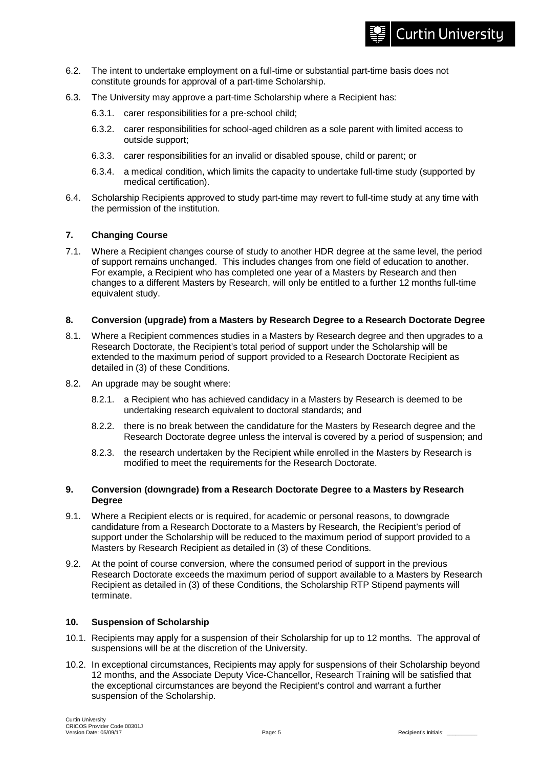6.2. The intent to undertake employment on a full-time or substantial part-time basis does not constitute grounds for approval of a part-time Scholarship.

6.3. The University may approve a part-time Scholarship where a Recipient has:

6.3.1. carer responsibilities for a pre-school child;

6.3.2. carer responsibilities for school-aged children as a sole parent with limited access to outside support;

6.3.3. carer responsibilities for an invalid or disabled spouse, child or parent; or

6.3.4. a medical condition, which limits the capacity to undertake full-time study (supported by medical certification).

6.4. Scholarship Recipients approved to study part-time may revert to full-time study at any time with the permission of the institution.

## 7. Changing Course

7.1. Where a Recipient changes course of study to another HDR degree at the same level, the period of support remains unchanged. This includes changes from one field of education to another. For example, a Recipient who has completed one year of a Masters by Research and then changes to a different Masters by Research, will only be entitled to a further 12 months full-time equivalent study.

## 8. Conversion (upgrade) from a Masters by Research Degree to a Research Doctorate Degree

8.1. Where a Recipient commences studies in a Masters by Research degree and then upgrades to a Research Doctorate, the Recipient's total period of support under the Scholarship will be extended to the maximum period of support provided to a Research Doctorate Recipient as detailed in (3) of these Conditions.

8.2. An upgrade may be sought where:

8.2.1. a Recipient who has achieved candidacy in a Masters by Research is deemed to be undertaking research equivalent to doctoral standards; and

8.2.2. there is no break between the candidature for the Masters by Research degree and the Research Doctorate degree unless the interval is covered by a period of suspension; and

8.2.3. the research undertaken by the Recipient while enrolled in the Masters by Research is modified to meet the requirements for the Research Doctorate.

## 9. Conversion (downgrade) from a Research Doctorate Degree to a Masters by Research Degree

9.1. Where a Recipient elects or is required, for academic or personal reasons, to downgrade candidature from a Research Doctorate to a Masters by Research, the Recipient's period of support under the Scholarship will be reduced to the maximum period of support provided to a Masters by Research Recipient as detailed in (3) of these Conditions.

9.2. At the point of course conversion, where the consumed period of support in the previous Research Doctorate exceeds the maximum period of support available to a Masters by Research Recipient as detailed in (3) of these Conditions, the Scholarship RTP Stipend payments will terminate.

## 10. Suspension of Scholarship

10.1. Recipients may apply for a suspension of their Scholarship for up to 12 months. The approval of suspensions will be at the discretion of the University.

10.2. In exceptional circumstances, Recipients may apply for suspensions of their Scholarship beyond 12 months, and the Associate Deputy Vice-Chancellor, Research Training will be satisfied that the exceptional circumstances are beyond the Recipient's control and warrant a further suspension of the Scholarship.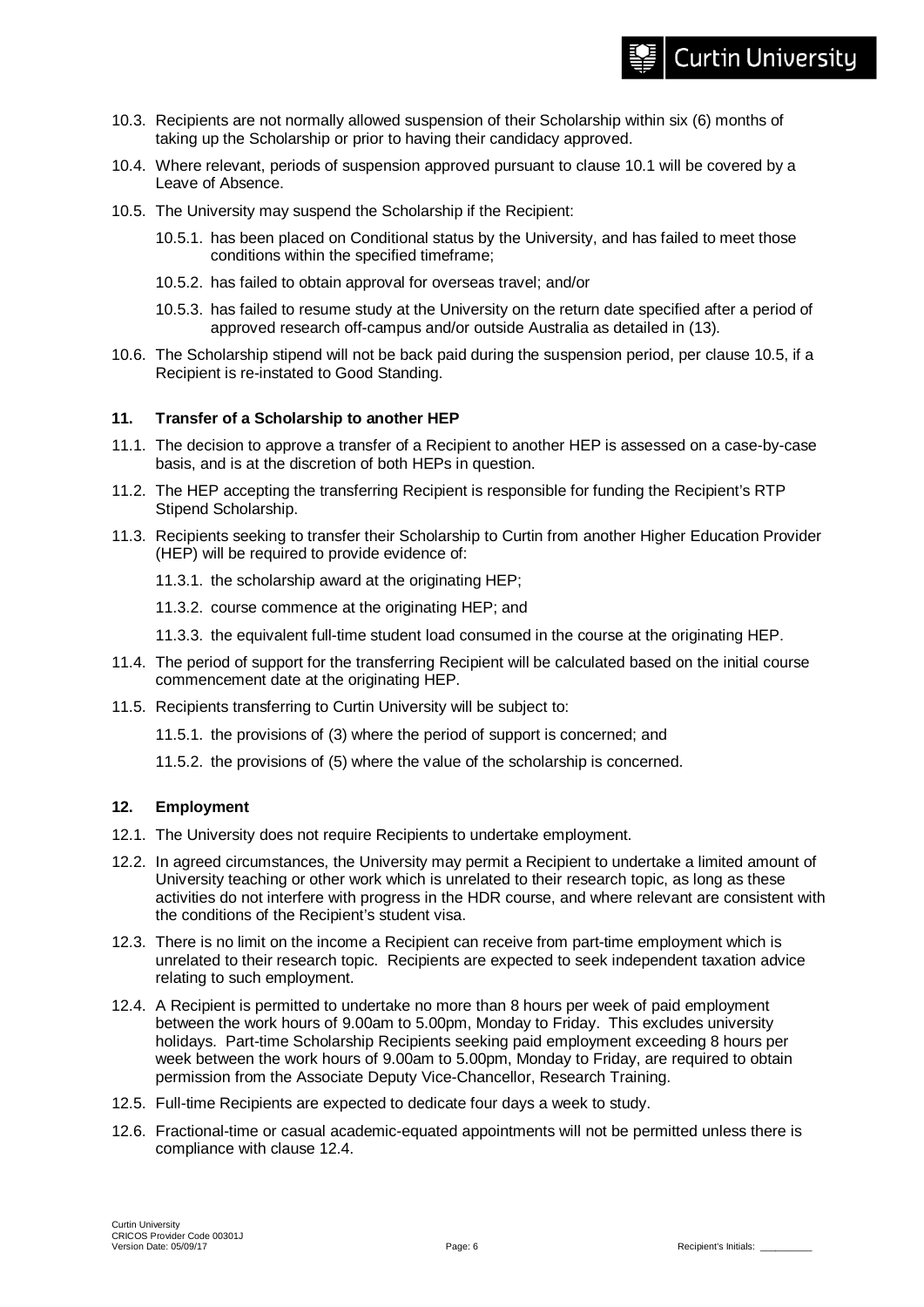10.3. Recipients are not normally allowed suspension of their Scholarship within six (6) months of taking up the Scholarship or prior to having their candidacy approved.

10.4. Where relevant, periods of suspension approved pursuant to clause 10.1 will be covered by a Leave of Absence.

10.5. The University may suspend the Scholarship if the Recipient:

10.5.1. has been placed on Conditional status by the University, and has failed to meet those conditions within the specified timeframe;

10.5.2. has failed to obtain approval for overseas travel; and/or

10.5.3. has failed to resume study at the University on the return date specified after a period of approved research off-campus and/or outside Australia as detailed in (13).

10.6. The Scholarship stipend will not be back paid during the suspension period, per clause 10.5, if a Recipient is re-instated to Good Standing.

## 11. Transfer of a Scholarship to another HEP

11.1. The decision to approve a transfer of a Recipient to another HEP is assessed on a case-by-case basis, and is at the discretion of both HEPs in question.

11.2. The HEP accepting the transferring Recipient is responsible for funding the Recipient's RTP Stipend Scholarship.

11.3. Recipients seeking to transfer their Scholarship to Curtin from another Higher Education Provider (HEP) will be required to provide evidence of:

11.3.1. the scholarship award at the originating HEP;

11.3.2. course commence at the originating HEP; and

11.3.3. the equivalent full-time student load consumed in the course at the originating HEP.

11.4. The period of support for the transferring Recipient will be calculated based on the initial course commencement date at the originating HEP.

11.5. Recipients transferring to Curtin University will be subject to:

11.5.1. the provisions of (3) where the period of support is concerned; and

11.5.2. the provisions of (5) where the value of the scholarship is concerned.

## 12. Employment

12.1. The University does not require Recipients to undertake employment.

12.2. In agreed circumstances, the University may permit a Recipient to undertake a limited amount of University teaching or other work which is unrelated to their research topic, as long as these activities do not interfere with progress in the HDR course, and where relevant are consistent with the conditions of the Recipient's student visa.

12.3. There is no limit on the income a Recipient can receive from part-time employment which is unrelated to their research topic. Recipients are expected to seek independent taxation advice relating to such employment.

12.4. A Recipient is permitted to undertake no more than 8 hours per week of paid employment between the work hours of 9.00am to 5.00pm, Monday to Friday. This excludes university holidays. Part-time Scholarship Recipients seeking paid employment exceeding 8 hours per week between the work hours of 9.00am to 5.00pm, Monday to Friday, are required to obtain permission from the Associate Deputy Vice-Chancellor, Research Training.

12.5. Full-time Recipients are expected to dedicate four days a week to study.

12.6. Fractional-time or casual academic-equated appointments will not be permitted unless there is compliance with clause 12.4.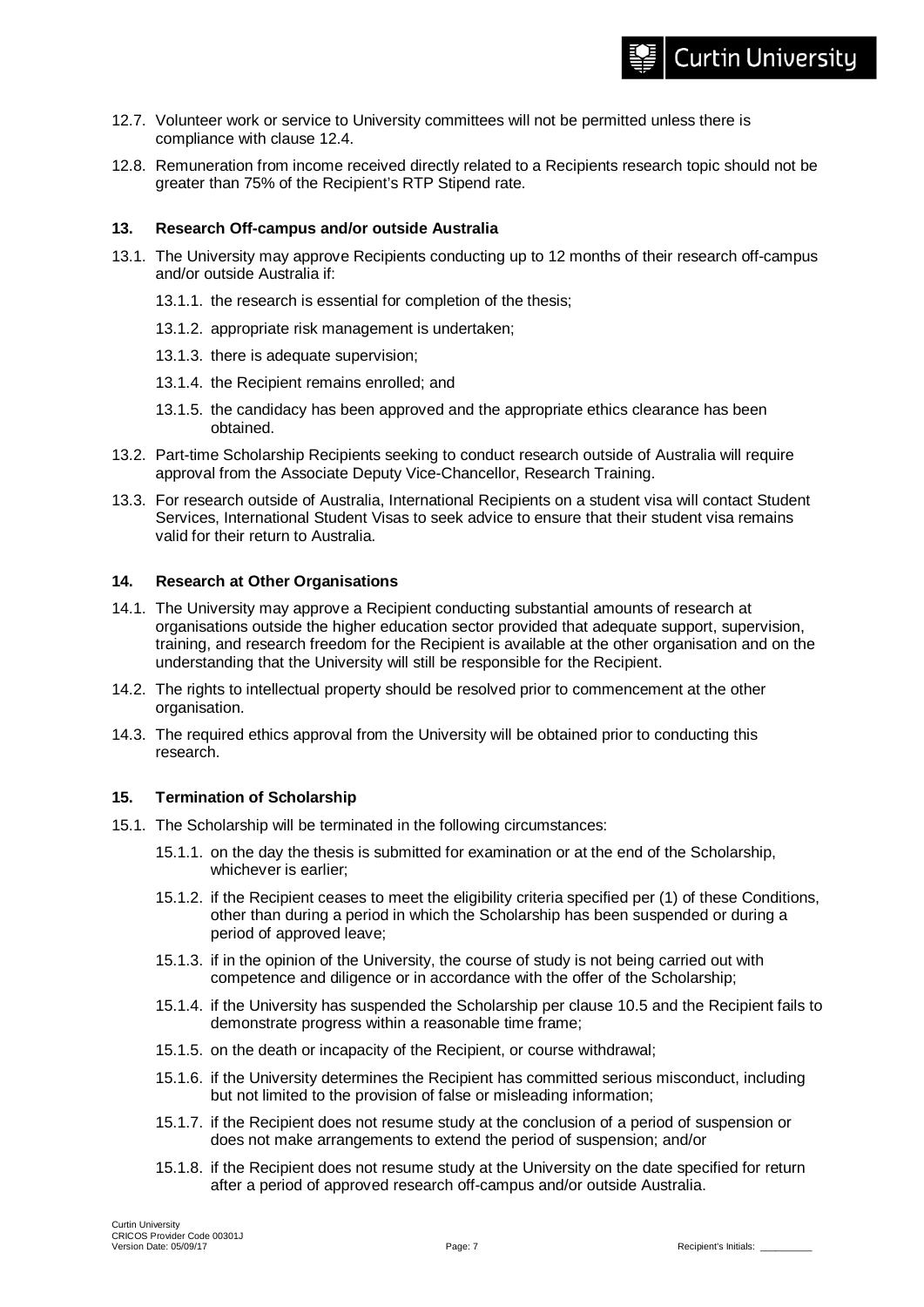12.7. Volunteer work or service to University committees will not be permitted unless there is compliance with clause 12.4.

12.8. Remuneration from income received directly related to a Recipients research topic should not be greater than 75% of the Recipient's RTP Stipend rate.

**13. Research Off-campus and/or outside Australia**

13.1. The University may approve Recipients conducting up to 12 months of their research off-campus and/or outside Australia if:

13.1.1. the research is essential for completion of the thesis;

13.1.2. appropriate risk management is undertaken;

13.1.3. there is adequate supervision;

13.1.4. the Recipient remains enrolled; and

13.1.5. the candidacy has been approved and the appropriate ethics clearance has been obtained.

13.2. Part-time Scholarship Recipients seeking to conduct research outside of Australia will require approval from the Associate Deputy Vice-Chancellor, Research Training.

13.3. For research outside of Australia, International Recipients on a student visa will contact Student Services, International Student Visas to seek advice to ensure that their student visa remains valid for their return to Australia.

**14. Research at Other Organisations**

14.1. The University may approve a Recipient conducting substantial amounts of research at organisations outside the higher education sector provided that adequate support, supervision, training, and research freedom for the Recipient is available at the other organisation and on the understanding that the University will still be responsible for the Recipient.

14.2. The rights to intellectual property should be resolved prior to commencement at the other organisation.

14.3. The required ethics approval from the University will be obtained prior to conducting this research.

**15. Termination of Scholarship**

15.1. The Scholarship will be terminated in the following circumstances:

15.1.1. on the day the thesis is submitted for examination or at the end of the Scholarship, whichever is earlier;

15.1.2. if the Recipient ceases to meet the eligibility criteria specified per (1) of these Conditions, other than during a period in which the Scholarship has been suspended or during a period of approved leave;

15.1.3. if in the opinion of the University, the course of study is not being carried out with competence and diligence or in accordance with the offer of the Scholarship;

15.1.4. if the University has suspended the Scholarship per clause 10.5 and the Recipient fails to demonstrate progress within a reasonable time frame;

15.1.5. on the death or incapacity of the Recipient, or course withdrawal;

15.1.6. if the University determines the Recipient has committed serious misconduct, including but not limited to the provision of false or misleading information;

15.1.7. if the Recipient does not resume study at the conclusion of a period of suspension or does not make arrangements to extend the period of suspension; and/or

15.1.8. if the Recipient does not resume study at the University on the date specified for return after a period of approved research off-campus and/or outside Australia.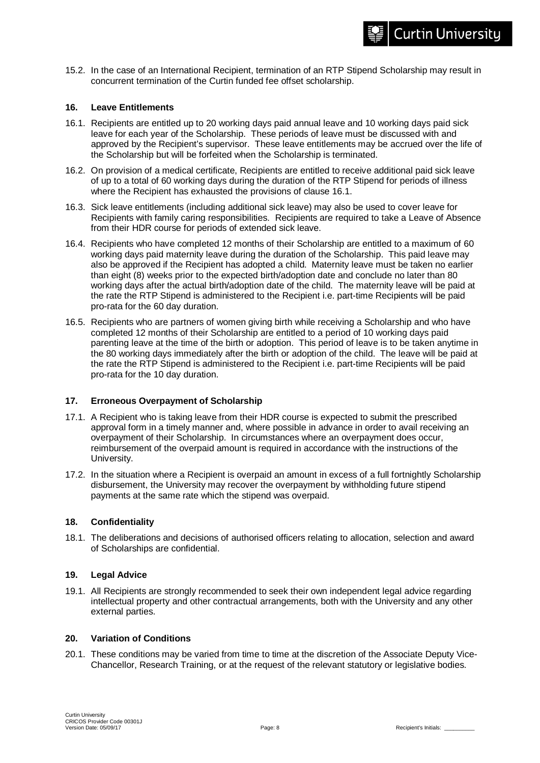15.2. In the case of an International Recipient, termination of an RTP Stipend Scholarship may result in concurrent termination of the Curtin funded fee offset scholarship.

## 16. Leave Entitlements

16.1. Recipients are entitled up to 20 working days paid annual leave and 10 working days paid sick leave for each year of the Scholarship. These periods of leave must be discussed with and approved by the Recipient's supervisor. These leave entitlements may be accrued over the life of the Scholarship but will be forfeited when the Scholarship is terminated.

16.2. On provision of a medical certificate, Recipients are entitled to receive additional paid sick leave of up to a total of 60 working days during the duration of the RTP Stipend for periods of illness where the Recipient has exhausted the provisions of clause 16.1.

16.3. Sick leave entitlements (including additional sick leave) may also be used to cover leave for Recipients with family caring responsibilities. Recipients are required to take a Leave of Absence from their HDR course for periods of extended sick leave.

16.4. Recipients who have completed 12 months of their Scholarship are entitled to a maximum of 60 working days paid maternity leave during the duration of the Scholarship. This paid leave may also be approved if the Recipient has adopted a child. Maternity leave must be taken no earlier than eight (8) weeks prior to the expected birth/adoption date and conclude no later than 80 working days after the actual birth/adoption date of the child. The maternity leave will be paid at the rate the RTP Stipend is administered to the Recipient i.e. part-time Recipients will be paid pro-rata for the 60 day duration.

16.5. Recipients who are partners of women giving birth while receiving a Scholarship and who have completed 12 months of their Scholarship are entitled to a period of 10 working days paid parenting leave at the time of the birth or adoption. This period of leave is to be taken anytime in the 80 working days immediately after the birth or adoption of the child. The leave will be paid at the rate the RTP Stipend is administered to the Recipient i.e. part-time Recipients will be paid pro-rata for the 10 day duration.

## 17. Erroneous Overpayment of Scholarship

17.1. A Recipient who is taking leave from their HDR course is expected to submit the prescribed approval form in a timely manner and, where possible in advance in order to avail receiving an overpayment of their Scholarship. In circumstances where an overpayment does occur, reimbursement of the overpaid amount is required in accordance with the instructions of the University.

17.2. In the situation where a Recipient is overpaid an amount in excess of a full fortnightly Scholarship disbursement, the University may recover the overpayment by withholding future stipend payments at the same rate which the stipend was overpaid.

## 18. Confidentiality

18.1. The deliberations and decisions of authorised officers relating to allocation, selection and award of Scholarships are confidential.

## 19. Legal Advice

19.1. All Recipients are strongly recommended to seek their own independent legal advice regarding intellectual property and other contractual arrangements, both with the University and any other external parties.

## 20. Variation of Conditions

20.1. These conditions may be varied from time to time at the discretion of the Associate Deputy Vice-Chancellor, Research Training, or at the request of the relevant statutory or legislative bodies.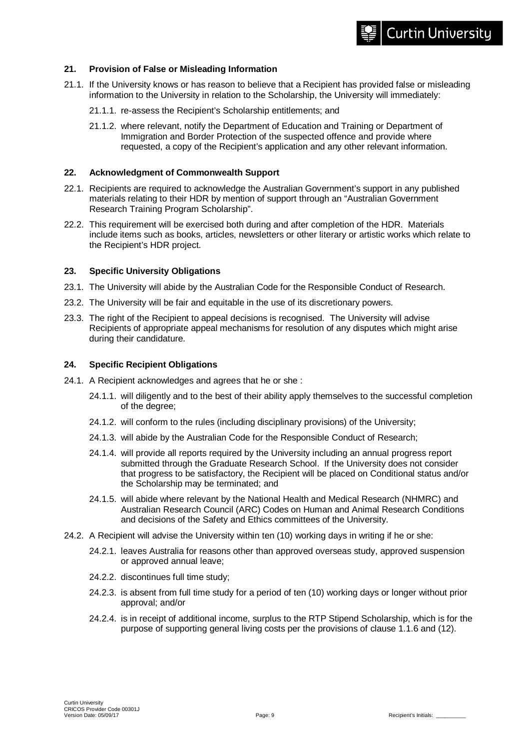## 21. Provision of False or Misleading Information

21.1. If the University knows or has reason to believe that a Recipient has provided false or misleading information to the University in relation to the Scholarship, the University will immediately:

21.1.1. re-assess the Recipient's Scholarship entitlements; and

21.1.2. where relevant, notify the Department of Education and Training or Department of Immigration and Border Protection of the suspected offence and provide where requested, a copy of the Recipient's application and any other relevant information.

## 22. Acknowledgment of Commonwealth Support

22.1. Recipients are required to acknowledge the Australian Government's support in any published materials relating to their HDR by mention of support through an "Australian Government Research Training Program Scholarship".

22.2. This requirement will be exercised both during and after completion of the HDR. Materials include items such as books, articles, newsletters or other literary or artistic works which relate to the Recipient's HDR project.

## 23. Specific University Obligations

23.1. The University will abide by the Australian Code for the Responsible Conduct of Research.

23.2. The University will be fair and equitable in the use of its discretionary powers.

23.3. The right of the Recipient to appeal decisions is recognised. The University will advise Recipients of appropriate appeal mechanisms for resolution of any disputes which might arise during their candidature.

## 24. Specific Recipient Obligations

24.1. A Recipient acknowledges and agrees that he or she :

24.1.1. will diligently and to the best of their ability apply themselves to the successful completion of the degree;

24.1.2. will conform to the rules (including disciplinary provisions) of the University;

24.1.3. will abide by the Australian Code for the Responsible Conduct of Research;

24.1.4. will provide all reports required by the University including an annual progress report submitted through the Graduate Research School. If the University does not consider that progress to be satisfactory, the Recipient will be placed on Conditional status and/or the Scholarship may be terminated; and

24.1.5. will abide where relevant by the National Health and Medical Research (NHMRC) and Australian Research Council (ARC) Codes on Human and Animal Research Conditions and decisions of the Safety and Ethics committees of the University.

24.2. A Recipient will advise the University within ten (10) working days in writing if he or she:

24.2.1. leaves Australia for reasons other than approved overseas study, approved suspension or approved annual leave;

24.2.2. discontinues full time study;

24.2.3. is absent from full time study for a period of ten (10) working days or longer without prior approval; and/or

24.2.4. is in receipt of additional income, surplus to the RTP Stipend Scholarship, which is for the purpose of supporting general living costs per the provisions of clause 1.1.6 and (12).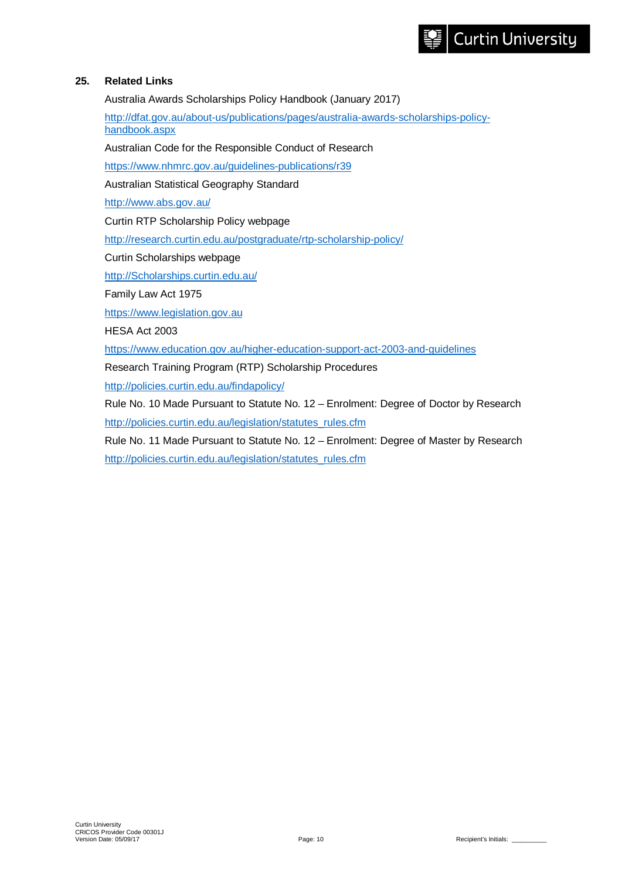## 25. Related Links

Australia Awards Scholarships Policy Handbook (January 2017)

http://dfat.gov.au/about-us/publications/pages/australia-awards-scholarships-policy-handbook.aspx

Australian Code for the Responsible Conduct of Research

https://www.nhmrc.gov.au/guidelines-publications/r39

Australian Statistical Geography Standard

http://www.abs.gov.au/

Curtin RTP Scholarship Policy webpage

http://research.curtin.edu.au/postgraduate/rtp-scholarship-policy/

Curtin Scholarships webpage

http://Scholarships.curtin.edu.au/

Family Law Act 1975

https://www.legislation.gov.au

HESA Act 2003

https://www.education.gov.au/higher-education-support-act-2003-and-guidelines

Research Training Program (RTP) Scholarship Procedures

http://policies.curtin.edu.au/findapolicy/

Rule No. 10 Made Pursuant to Statute No. 12 – Enrolment: Degree of Doctor by Research

http://policies.curtin.edu.au/legislation/statutes_rules.cfm

Rule No. 11 Made Pursuant to Statute No. 12 – Enrolment: Degree of Master by Research

http://policies.curtin.edu.au/legislation/statutes_rules.cfm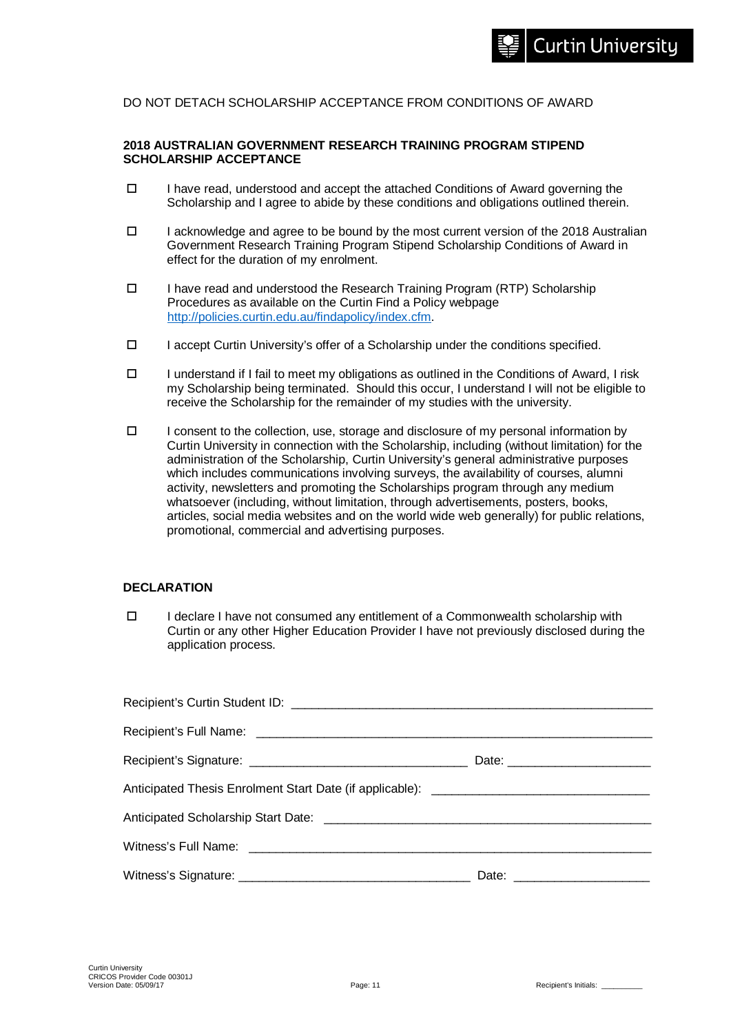DO NOT DETACH SCHOLARSHIP ACCEPTANCE FROM CONDITIONS OF AWARD

**2018 AUSTRALIAN GOVERNMENT RESEARCH TRAINING PROGRAM STIPEND SCHOLARSHIP ACCEPTANCE**

- ☐ I have read, understood and accept the attached Conditions of Award governing the Scholarship and I agree to abide by these conditions and obligations outlined therein.
- ☐ I acknowledge and agree to be bound by the most current version of the 2018 Australian Government Research Training Program Stipend Scholarship Conditions of Award in effect for the duration of my enrolment.
- ☐ I have read and understood the Research Training Program (RTP) Scholarship Procedures as available on the Curtin Find a Policy webpage http://policies.curtin.edu.au/findapolicy/index.cfm.
- ☐ I accept Curtin University's offer of a Scholarship under the conditions specified.
- ☐ I understand if I fail to meet my obligations as outlined in the Conditions of Award, I risk my Scholarship being terminated. Should this occur, I understand I will not be eligible to receive the Scholarship for the remainder of my studies with the university.
- ☐ I consent to the collection, use, storage and disclosure of my personal information by Curtin University in connection with the Scholarship, including (without limitation) for the administration of the Scholarship, Curtin University's general administrative purposes which includes communications involving surveys, the availability of courses, alumni activity, newsletters and promoting the Scholarships program through any medium whatsoever (including, without limitation, through advertisements, posters, books, articles, social media websites and on the world wide web generally) for public relations, promotional, commercial and advertising purposes.

**DECLARATION**

- ☐ I declare I have not consumed any entitlement of a Commonwealth scholarship with Curtin or any other Higher Education Provider I have not previously disclosed during the application process.

Recipient's Curtin Student ID: ______________________________________________________

Recipient's Full Name: __________________________________________________________

Recipient's Signature: ________________________________ Date: _____________________

Anticipated Thesis Enrolment Start Date (if applicable): _______________________________

Anticipated Scholarship Start Date: _________________________________________________

Witness's Full Name: ___________________________________________________________

Witness's Signature: __________________________________ Date: ____________________

Curtin University
CRICOS Provider Code 00301J
Version Date: 05/09/17

Recipient's Initials: _________